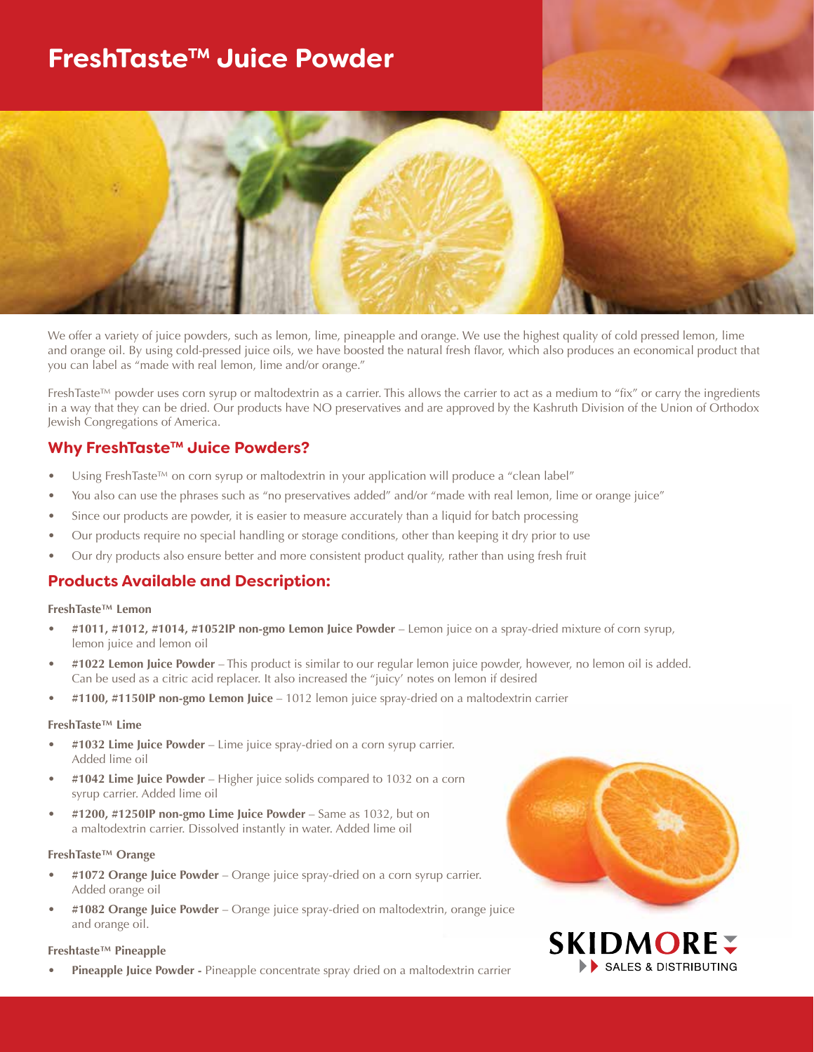# FreshTaste™ Juice Powder

We offer a variety of juice powders, such as lemon, lime, pineapple and orange. We use the highest quality of cold pressed lemon, lime and orange oil. By using cold-pressed juice oils, we have boosted the natural fresh flavor, which also produces an economical product that you can label as "made with real lemon, lime and/or orange."

FreshTaste™ powder uses corn syrup or maltodextrin as a carrier. This allows the carrier to act as a medium to "fix" or carry the ingredients in a way that they can be dried. Our products have NO preservatives and are approved by the Kashruth Division of the Union of Orthodox Jewish Congregations of America.

## Why FreshTaste™ Juice Powders?

- Using FreshTaste™ on corn syrup or maltodextrin in your application will produce a "clean label"
- You also can use the phrases such as "no preservatives added" and/or "made with real lemon, lime or orange juice"
- Since our products are powder, it is easier to measure accurately than a liquid for batch processing
- Our products require no special handling or storage conditions, other than keeping it dry prior to use
- Our dry products also ensure better and more consistent product quality, rather than using fresh fruit

## Products Available and Description:

**FreshTaste™ Lemon**

- **#1011, #1012, #1014, #1052IP non-gmo Lemon Juice Powder** – Lemon juice on a spray-dried mixture of corn syrup, lemon juice and lemon oil
- **#1022 Lemon Juice Powder** – This product is similar to our regular lemon juice powder, however, no lemon oil is added. Can be used as a citric acid replacer. It also increased the "juicy' notes on lemon if desired
- **#1100, #1150IP non-gmo Lemon Juice** – 1012 lemon juice spray-dried on a maltodextrin carrier

**FreshTaste™ Lime**

- **#1032 Lime Juice Powder** – Lime juice spray-dried on a corn syrup carrier. Added lime oil
- **#1042 Lime Juice Powder** – Higher juice solids compared to 1032 on a corn syrup carrier. Added lime oil
- **#1200, #1250IP non-gmo Lime Juice Powder** – Same as 1032, but on a maltodextrin carrier. Dissolved instantly in water. Added lime oil

**FreshTaste™ Orange**

- **#1072 Orange Juice Powder** – Orange juice spray-dried on a corn syrup carrier. Added orange oil
- **#1082 Orange Juice Powder** – Orange juice spray-dried on maltodextrin, orange juice and orange oil.

**Freshtaste™ Pineapple**

- **Pineapple Juice Powder -** Pineapple concentrate spray dried on a maltodextrin carrier

SKIDMORE SALES & DISTRIBUTING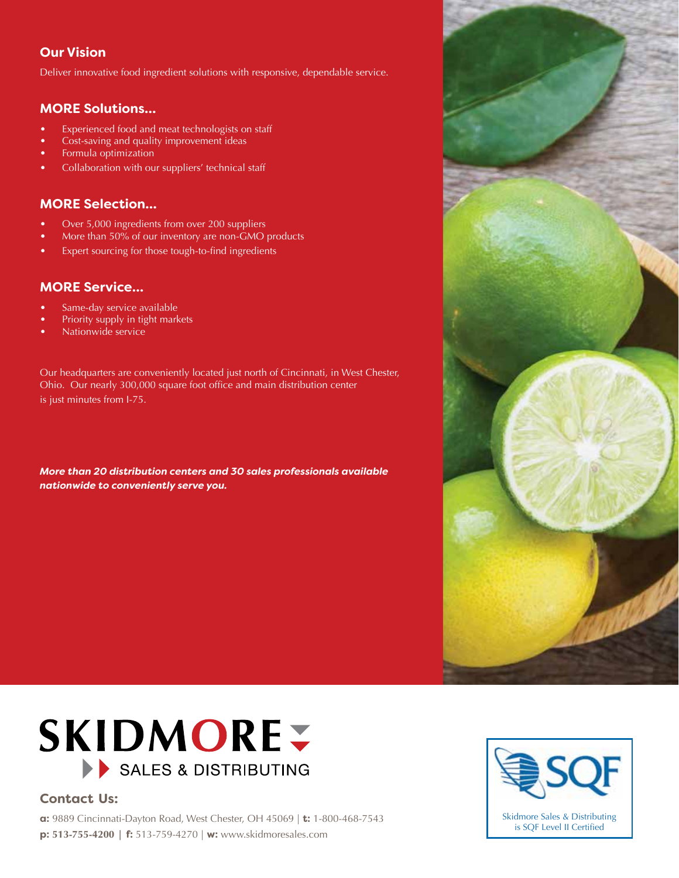## Our Vision

Deliver innovative food ingredient solutions with responsive, dependable service.

## MORE Solutions...

- Experienced food and meat technologists on staff
- Cost-saving and quality improvement ideas
- Formula optimization
- Collaboration with our suppliers' technical staff

## MORE Selection...

- Over 5,000 ingredients from over 200 suppliers
- More than 50% of our inventory are non-GMO products
- Expert sourcing for those tough-to-find ingredients

## MORE Service...

- Same-day service available
- Priority supply in tight markets
- Nationwide service

Our headquarters are conveniently located just north of Cincinnati, in West Chester, Ohio. Our nearly 300,000 square foot office and main distribution center is just minutes from I-75.

***More than 20 distribution centers and 30 sales professionals available nationwide to conveniently serve you.***

# SKIDMORE SALES & DISTRIBUTING

### Contact Us:

**a:** 9889 Cincinnati-Dayton Road, West Chester, OH 45069 | **t:** 1-800-468-7543
**p: 513-755-4200** | **f:** 513-759-4270 | **w:** www.skidmoresales.com

SQF

Skidmore Sales & Distributing is SQF Level II Certified